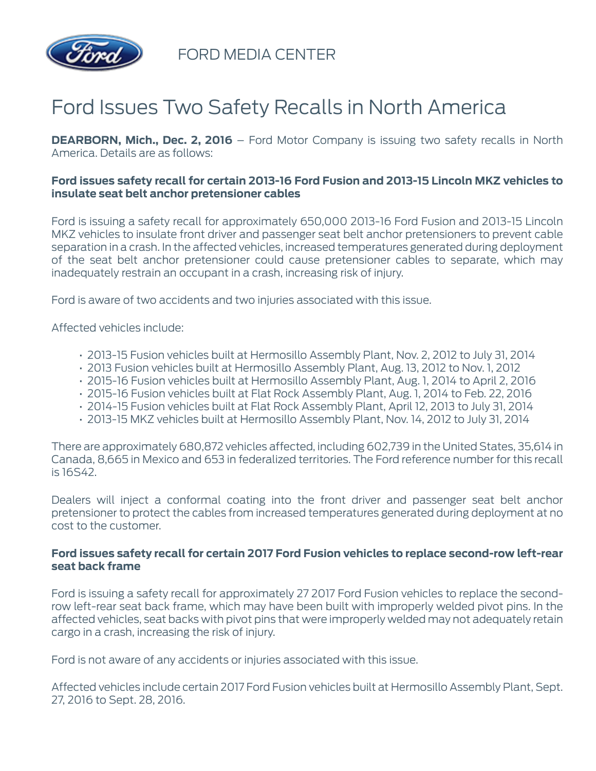FORD MEDIA CENTER

# Ford Issues Two Safety Recalls in North America

**DEARBORN, Mich., Dec. 2, 2016** – Ford Motor Company is issuing two safety recalls in North America. Details are as follows:

**Ford issues safety recall for certain 2013-16 Ford Fusion and 2013-15 Lincoln MKZ vehicles to insulate seat belt anchor pretensioner cables**

Ford is issuing a safety recall for approximately 650,000 2013-16 Ford Fusion and 2013-15 Lincoln MKZ vehicles to insulate front driver and passenger seat belt anchor pretensioners to prevent cable separation in a crash. In the affected vehicles, increased temperatures generated during deployment of the seat belt anchor pretensioner could cause pretensioner cables to separate, which may inadequately restrain an occupant in a crash, increasing risk of injury.

Ford is aware of two accidents and two injuries associated with this issue.

Affected vehicles include:

- 2013-15 Fusion vehicles built at Hermosillo Assembly Plant, Nov. 2, 2012 to July 31, 2014
- 2013 Fusion vehicles built at Hermosillo Assembly Plant, Aug. 13, 2012 to Nov. 1, 2012
- 2015-16 Fusion vehicles built at Hermosillo Assembly Plant, Aug. 1, 2014 to April 2, 2016
- 2015-16 Fusion vehicles built at Flat Rock Assembly Plant, Aug. 1, 2014 to Feb. 22, 2016
- 2014-15 Fusion vehicles built at Flat Rock Assembly Plant, April 12, 2013 to July 31, 2014
- 2013-15 MKZ vehicles built at Hermosillo Assembly Plant, Nov. 14, 2012 to July 31, 2014

There are approximately 680,872 vehicles affected, including 602,739 in the United States, 35,614 in Canada, 8,665 in Mexico and 653 in federalized territories. The Ford reference number for this recall is 16S42.

Dealers will inject a conformal coating into the front driver and passenger seat belt anchor pretensioner to protect the cables from increased temperatures generated during deployment at no cost to the customer.

**Ford issues safety recall for certain 2017 Ford Fusion vehicles to replace second-row left-rear seat back frame**

Ford is issuing a safety recall for approximately 27 2017 Ford Fusion vehicles to replace the second-row left-rear seat back frame, which may have been built with improperly welded pivot pins. In the affected vehicles, seat backs with pivot pins that were improperly welded may not adequately retain cargo in a crash, increasing the risk of injury.

Ford is not aware of any accidents or injuries associated with this issue.

Affected vehicles include certain 2017 Ford Fusion vehicles built at Hermosillo Assembly Plant, Sept. 27, 2016 to Sept. 28, 2016.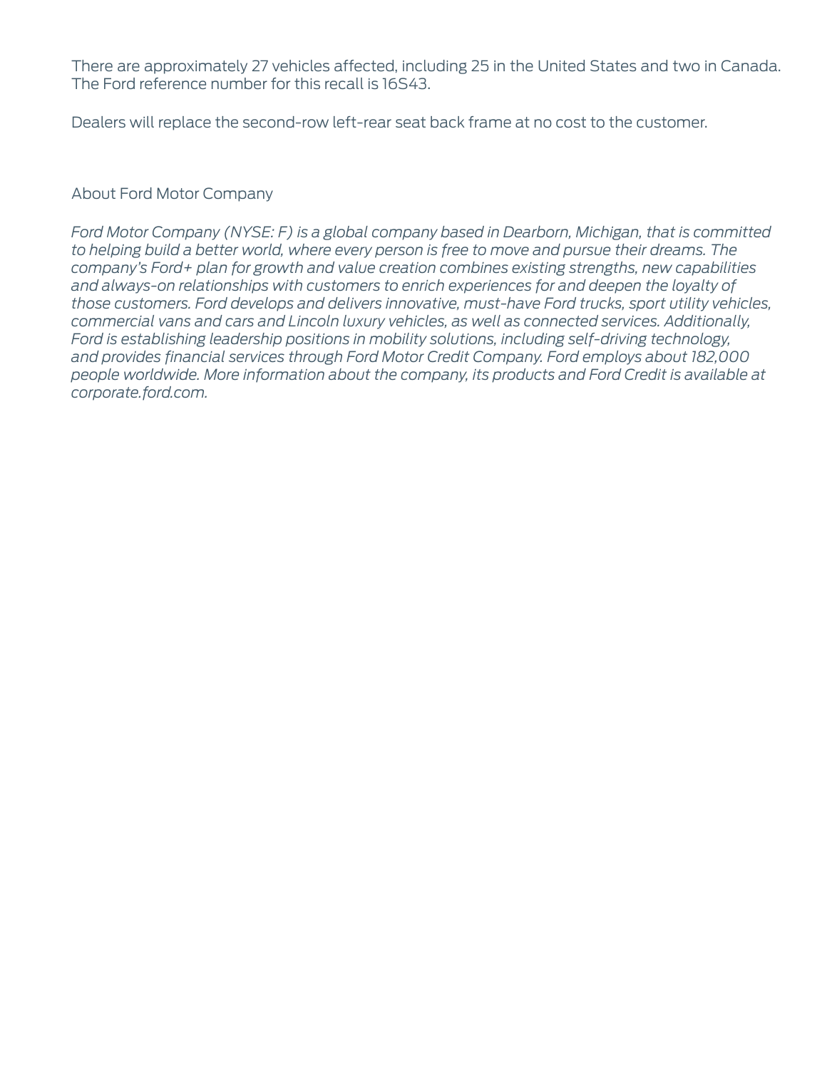There are approximately 27 vehicles affected, including 25 in the United States and two in Canada. The Ford reference number for this recall is 16S43.

Dealers will replace the second-row left-rear seat back frame at no cost to the customer.

## About Ford Motor Company

*Ford Motor Company (NYSE: F) is a global company based in Dearborn, Michigan, that is committed to helping build a better world, where every person is free to move and pursue their dreams. The company's Ford+ plan for growth and value creation combines existing strengths, new capabilities and always-on relationships with customers to enrich experiences for and deepen the loyalty of those customers. Ford develops and delivers innovative, must-have Ford trucks, sport utility vehicles, commercial vans and cars and Lincoln luxury vehicles, as well as connected services. Additionally, Ford is establishing leadership positions in mobility solutions, including self-driving technology, and provides financial services through Ford Motor Credit Company. Ford employs about 182,000 people worldwide. More information about the company, its products and Ford Credit is available at corporate.ford.com.*